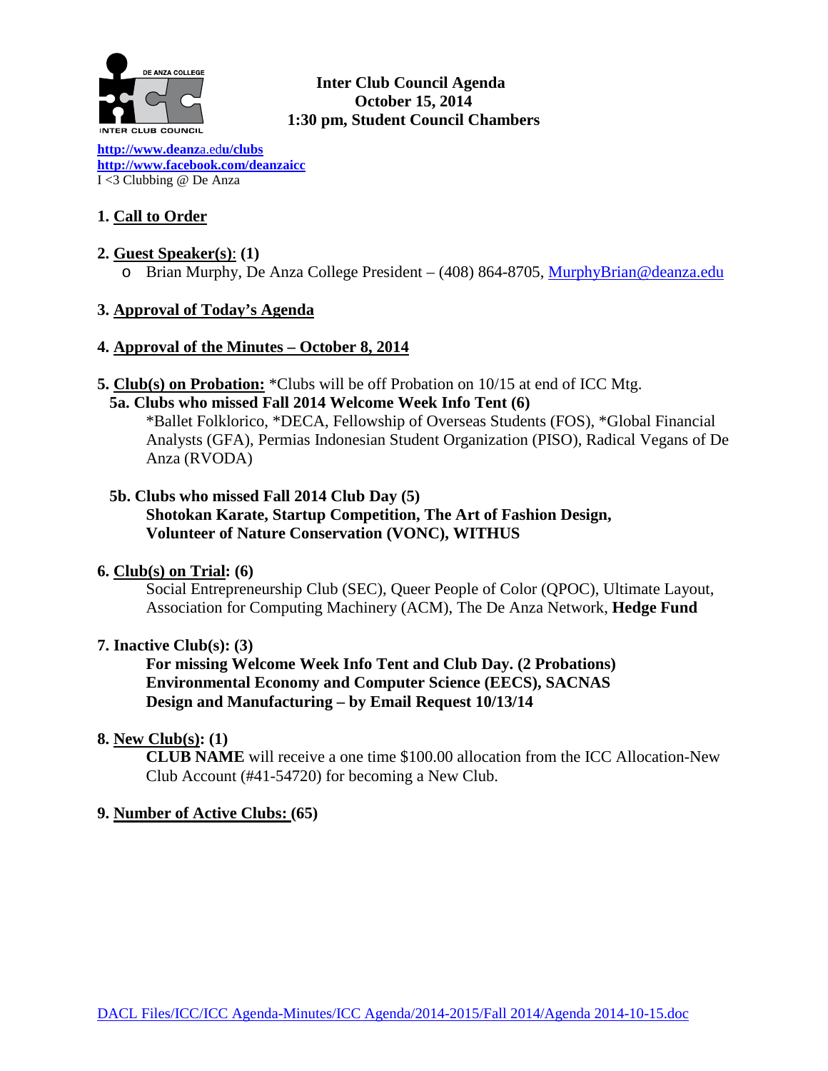**Inter Club Council Agenda**
**October 15, 2014**
**1:30 pm, Student Council Chambers**

**http://www.deanza.edu/clubs**
**http://www.facebook.com/deanzaicc**
I <3 Clubbing @ De Anza

## 1. Call to Order

## 2. Guest Speaker(s): (1)

- Brian Murphy, De Anza College President – (408) 864-8705, MurphyBrian@deanza.edu

## 3. Approval of Today's Agenda

## 4. Approval of the Minutes – October 8, 2014

## 5. Club(s) on Probation: *Clubs will be off Probation on 10/15 at end of ICC Mtg.

### 5a. Clubs who missed Fall 2014 Welcome Week Info Tent (6)

*Ballet Folklorico, *DECA, Fellowship of Overseas Students (FOS), *Global Financial Analysts (GFA), Permias Indonesian Student Organization (PISO), Radical Vegans of De Anza (RVODA)

### 5b. Clubs who missed Fall 2014 Club Day (5)

**Shotokan Karate, Startup Competition, The Art of Fashion Design, Volunteer of Nature Conservation (VONC), WITHUS**

## 6. Club(s) on Trial: (6)

Social Entrepreneurship Club (SEC), Queer People of Color (QPOC), Ultimate Layout, Association for Computing Machinery (ACM), The De Anza Network, **Hedge Fund**

## 7. Inactive Club(s): (3)

**For missing Welcome Week Info Tent and Club Day. (2 Probations)**
**Environmental Economy and Computer Science (EECS), SACNAS**
**Design and Manufacturing – by Email Request 10/13/14**

## 8. New Club(s): (1)

**CLUB NAME** will receive a one time $100.00 allocation from the ICC Allocation-New Club Account (#41-54720) for becoming a New Club.

## 9. Number of Active Clubs: (65)

DACL Files/ICC/ICC Agenda-Minutes/ICC Agenda/2014-2015/Fall 2014/Agenda 2014-10-15.doc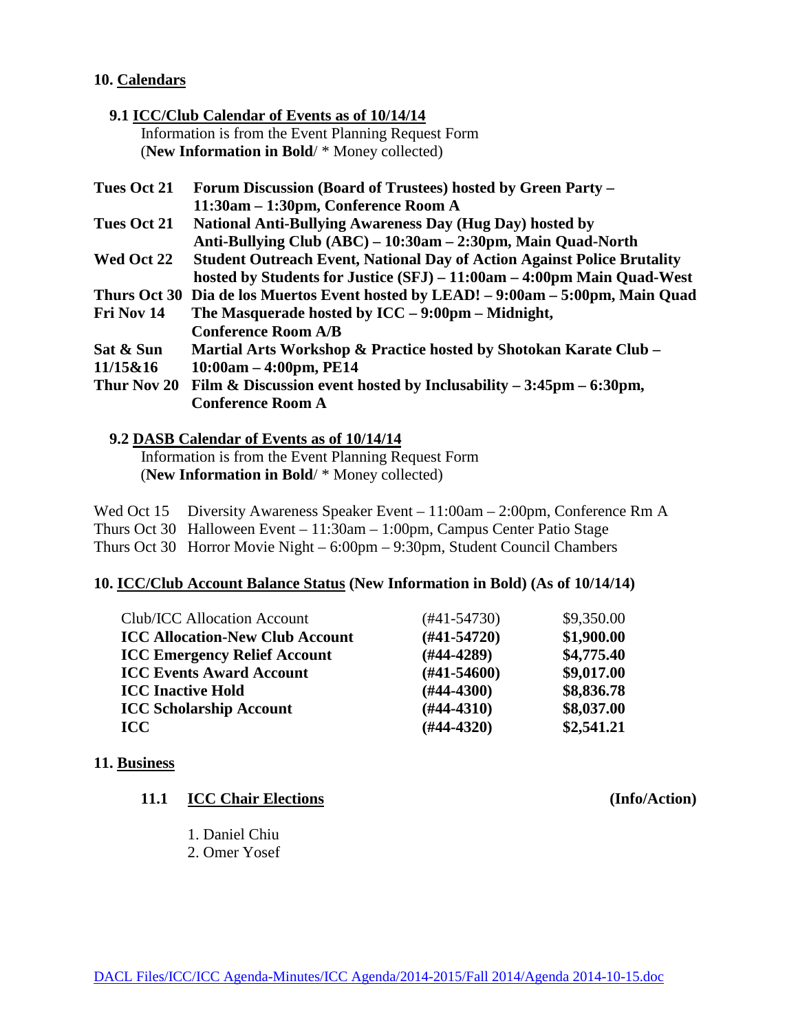## 10. Calendars

### 9.1 ICC/Club Calendar of Events as of 10/14/14

Information is from the Event Planning Request Form
(**New Information in Bold**/ * Money collected)

| | |
|---|---|
| **Tues Oct 21** | **Forum Discussion (Board of Trustees) hosted by Green Party – 11:30am – 1:30pm, Conference Room A** |
| **Tues Oct 21** | **National Anti-Bullying Awareness Day (Hug Day) hosted by Anti-Bullying Club (ABC) – 10:30am – 2:30pm, Main Quad-North** |
| **Wed Oct 22** | **Student Outreach Event, National Day of Action Against Police Brutality hosted by Students for Justice (SFJ) – 11:00am – 4:00pm Main Quad-West** |
| **Thurs Oct 30** | **Dia de los Muertos Event hosted by LEAD! – 9:00am – 5:00pm, Main Quad** |
| **Fri Nov 14** | **The Masquerade hosted by ICC – 9:00pm – Midnight, Conference Room A/B** |
| **Sat & Sun 11/15&16** | **Martial Arts Workshop & Practice hosted by Shotokan Karate Club – 10:00am – 4:00pm, PE14** |
| **Thur Nov 20** | **Film & Discussion event hosted by Inclusability – 3:45pm – 6:30pm, Conference Room A** |

### 9.2 DASB Calendar of Events as of 10/14/14

Information is from the Event Planning Request Form
(**New Information in Bold**/ * Money collected)

| | |
|---|---|
| Wed Oct 15 | Diversity Awareness Speaker Event – 11:00am – 2:00pm, Conference Rm A |
| Thurs Oct 30 | Halloween Event – 11:30am – 1:00pm, Campus Center Patio Stage |
| Thurs Oct 30 | Horror Movie Night – 6:00pm – 9:30pm, Student Council Chambers |

## 10. ICC/Club Account Balance Status (New Information in Bold) (As of 10/14/14)

| | | |
|---|---|---|
| Club/ICC Allocation Account | (#41-54730) | $9,350.00 |
| **ICC Allocation-New Club Account** | **(#41-54720)** | **$1,900.00** |
| **ICC Emergency Relief Account** | **(#44-4289)** | **$4,775.40** |
| **ICC Events Award Account** | **(#41-54600)** | **$9,017.00** |
| **ICC Inactive Hold** | **(#44-4300)** | **$8,836.78** |
| **ICC Scholarship Account** | **(#44-4310)** | **$8,037.00** |
| **ICC** | **(#44-4320)** | **$2,541.21** |

## 11. Business

### 11.1 ICC Chair Elections (Info/Action)

1. Daniel Chiu
2. Omer Yosef

DACL Files/ICC/ICC Agenda-Minutes/ICC Agenda/2014-2015/Fall 2014/Agenda 2014-10-15.doc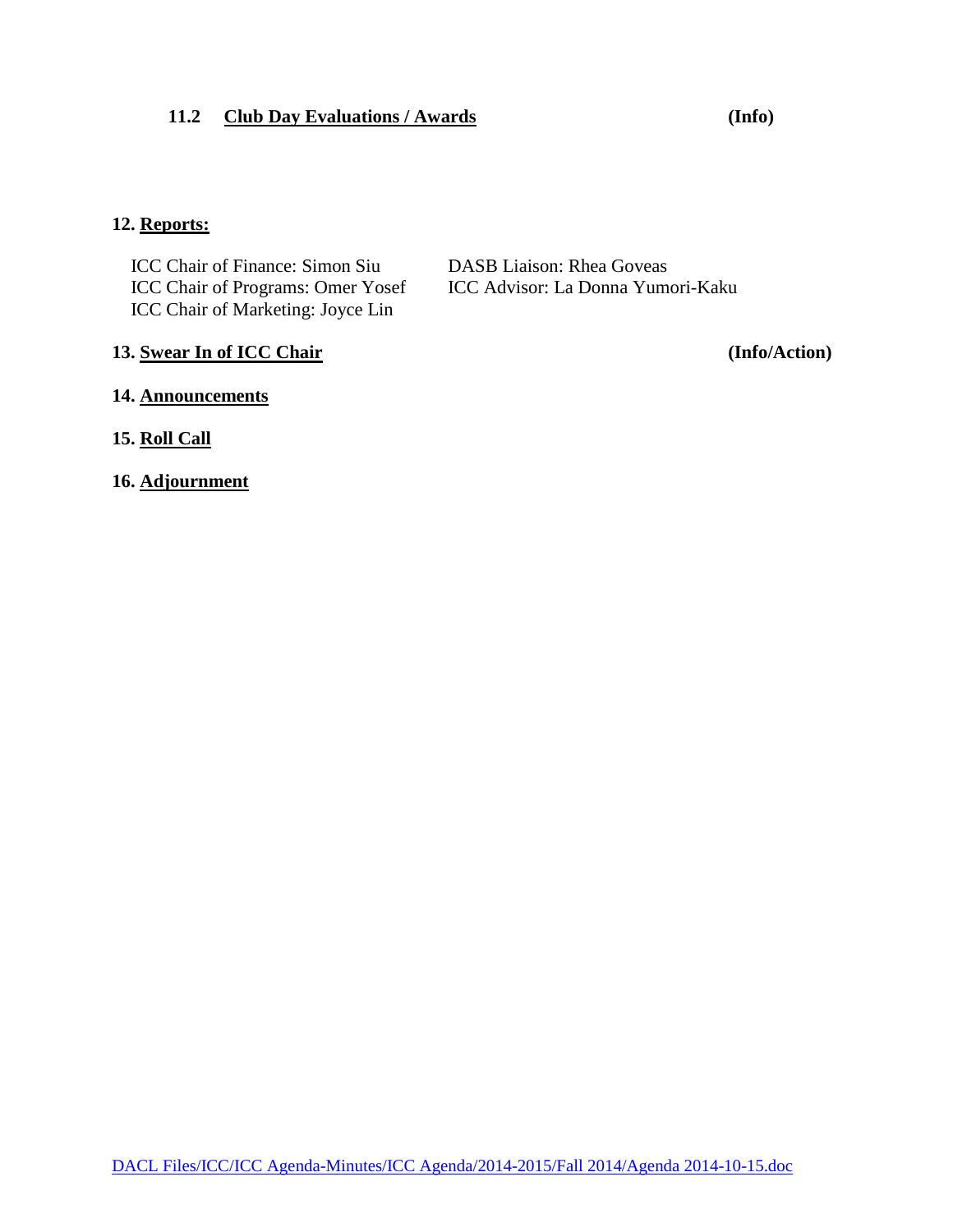### 11.2 Club Day Evaluations / Awards **(Info)**

## 12. Reports:

ICC Chair of Finance: Simon Siu
ICC Chair of Programs: Omer Yosef
ICC Chair of Marketing: Joyce Lin
DASB Liaison: Rhea Goveas
ICC Advisor: La Donna Yumori-Kaku

## 13. Swear In of ICC Chair **(Info/Action)**

## 14. Announcements

## 15. Roll Call

## 16. Adjournment

DACL Files/ICC/ICC Agenda-Minutes/ICC Agenda/2014-2015/Fall 2014/Agenda 2014-10-15.doc